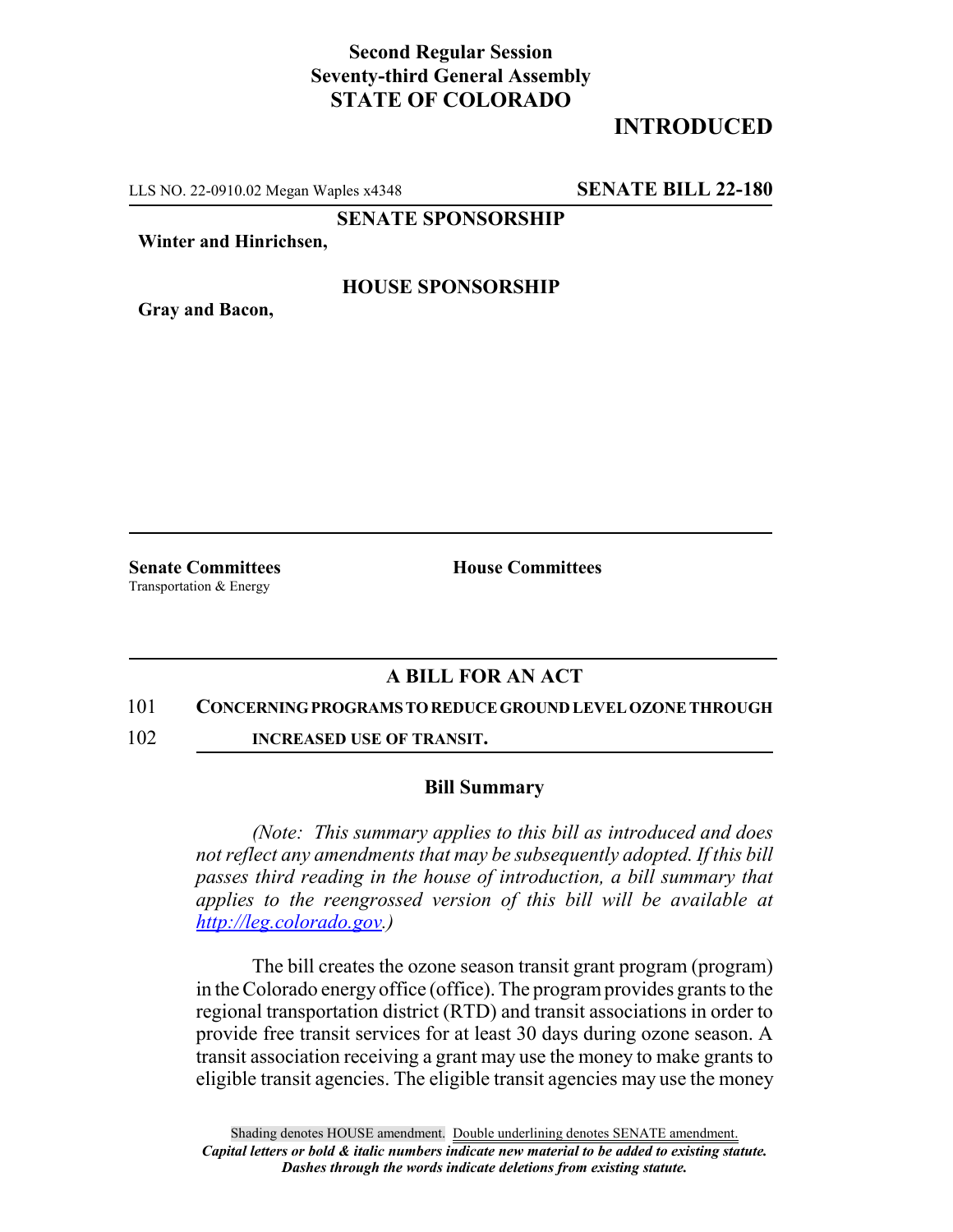**Second Regular Session**
**Seventy-third General Assembly**
**STATE OF COLORADO**

# INTRODUCED

LLS NO. 22-0910.02 Megan Waples x4348 **SENATE BILL 22-180**

**SENATE SPONSORSHIP**

**Winter and Hinrichsen,**

**HOUSE SPONSORSHIP**

**Gray and Bacon,**

**Senate Committees**
Transportation & Energy

**House Committees**

## A BILL FOR AN ACT

101 **CONCERNING PROGRAMS TO REDUCE GROUND LEVEL OZONE THROUGH**
102 **INCREASED USE OF TRANSIT.**

### Bill Summary

*(Note: This summary applies to this bill as introduced and does not reflect any amendments that may be subsequently adopted. If this bill passes third reading in the house of introduction, a bill summary that applies to the reengrossed version of this bill will be available at http://leg.colorado.gov.)*

The bill creates the ozone season transit grant program (program) in the Colorado energy office (office). The program provides grants to the regional transportation district (RTD) and transit associations in order to provide free transit services for at least 30 days during ozone season. A transit association receiving a grant may use the money to make grants to eligible transit agencies. The eligible transit agencies may use the money

Shading denotes HOUSE amendment. Double underlining denotes SENATE amendment.
*Capital letters or bold & italic numbers indicate new material to be added to existing statute.*
*Dashes through the words indicate deletions from existing statute.*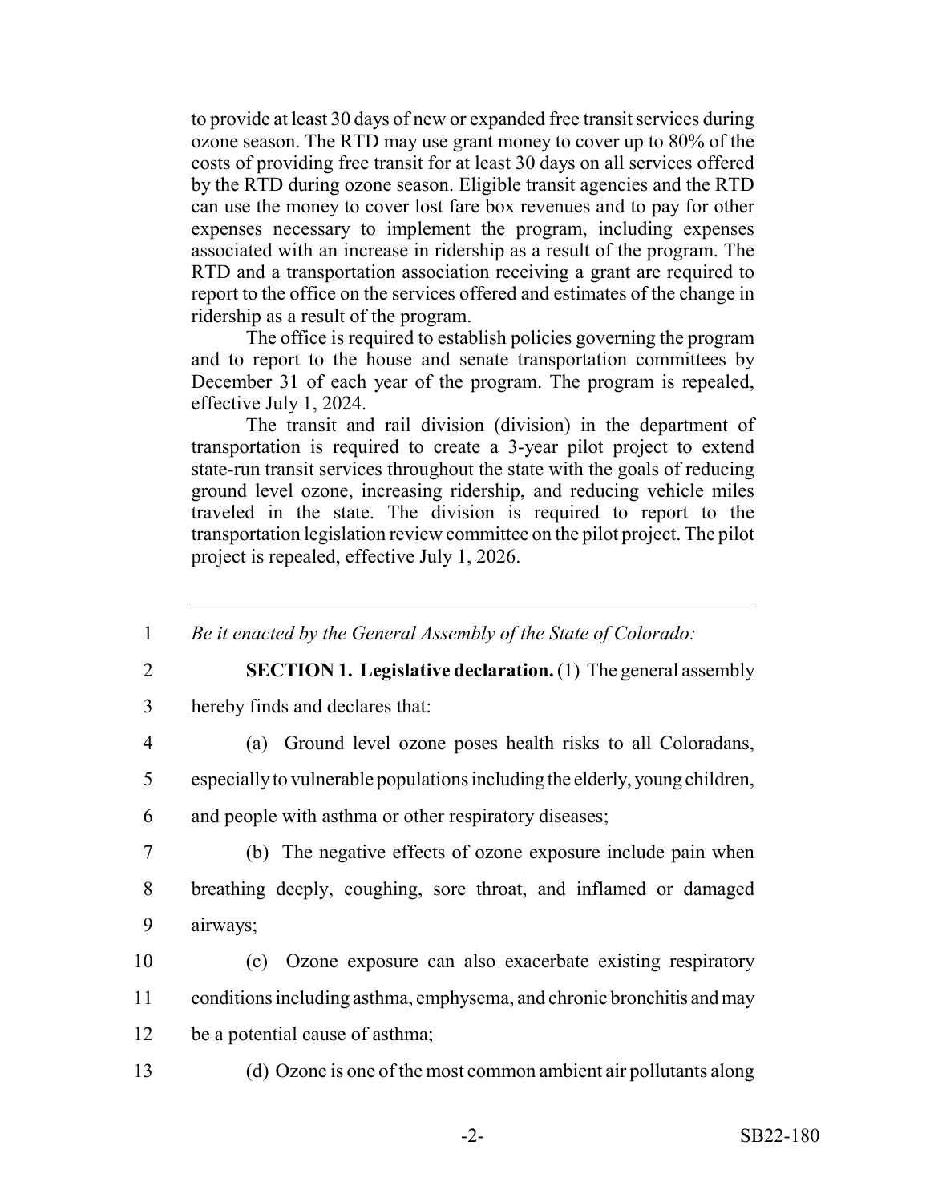to provide at least 30 days of new or expanded free transit services during ozone season. The RTD may use grant money to cover up to 80% of the costs of providing free transit for at least 30 days on all services offered by the RTD during ozone season. Eligible transit agencies and the RTD can use the money to cover lost fare box revenues and to pay for other expenses necessary to implement the program, including expenses associated with an increase in ridership as a result of the program. The RTD and a transportation association receiving a grant are required to report to the office on the services offered and estimates of the change in ridership as a result of the program.

The office is required to establish policies governing the program and to report to the house and senate transportation committees by December 31 of each year of the program. The program is repealed, effective July 1, 2024.

The transit and rail division (division) in the department of transportation is required to create a 3-year pilot project to extend state-run transit services throughout the state with the goals of reducing ground level ozone, increasing ridership, and reducing vehicle miles traveled in the state. The division is required to report to the transportation legislation review committee on the pilot project. The pilot project is repealed, effective July 1, 2026.

---

1 *Be it enacted by the General Assembly of the State of Colorado:*

2 **SECTION 1. Legislative declaration.** (1) The general assembly
3 hereby finds and declares that:

4 (a) Ground level ozone poses health risks to all Coloradans,
5 especially to vulnerable populations including the elderly, young children,
6 and people with asthma or other respiratory diseases;

7 (b) The negative effects of ozone exposure include pain when
8 breathing deeply, coughing, sore throat, and inflamed or damaged
9 airways;

10 (c) Ozone exposure can also exacerbate existing respiratory
11 conditions including asthma, emphysema, and chronic bronchitis and may
12 be a potential cause of asthma;

13 (d) Ozone is one of the most common ambient air pollutants along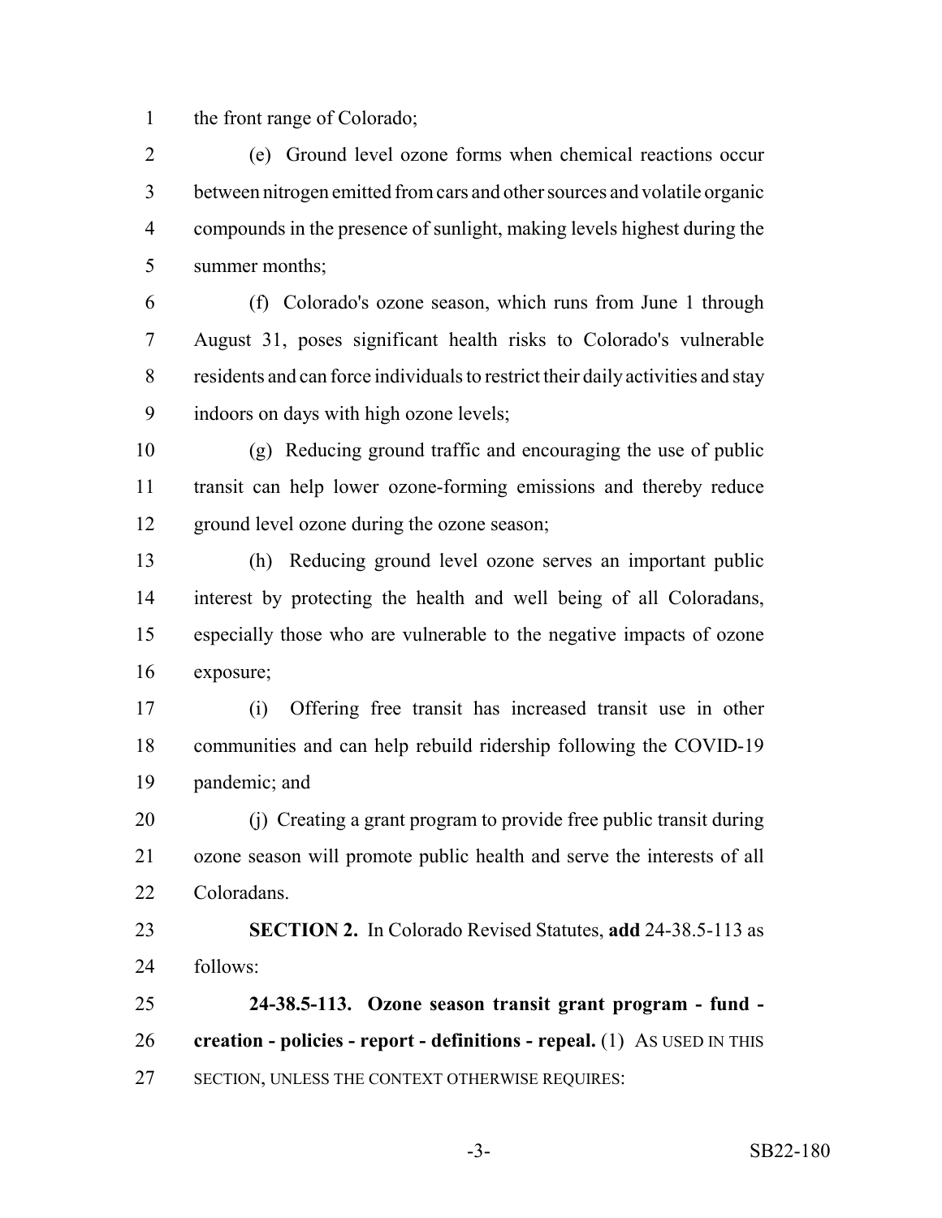the front range of Colorado;

(e) Ground level ozone forms when chemical reactions occur between nitrogen emitted from cars and other sources and volatile organic compounds in the presence of sunlight, making levels highest during the summer months;

(f) Colorado's ozone season, which runs from June 1 through August 31, poses significant health risks to Colorado's vulnerable residents and can force individuals to restrict their daily activities and stay indoors on days with high ozone levels;

(g) Reducing ground traffic and encouraging the use of public transit can help lower ozone-forming emissions and thereby reduce ground level ozone during the ozone season;

(h) Reducing ground level ozone serves an important public interest by protecting the health and well being of all Coloradans, especially those who are vulnerable to the negative impacts of ozone exposure;

(i) Offering free transit has increased transit use in other communities and can help rebuild ridership following the COVID-19 pandemic; and

(j) Creating a grant program to provide free public transit during ozone season will promote public health and serve the interests of all Coloradans.

**SECTION 2.** In Colorado Revised Statutes, **add** 24-38.5-113 as follows:

**24-38.5-113. Ozone season transit grant program - fund - creation - policies - report - definitions - repeal.** (1) AS USED IN THIS SECTION, UNLESS THE CONTEXT OTHERWISE REQUIRES: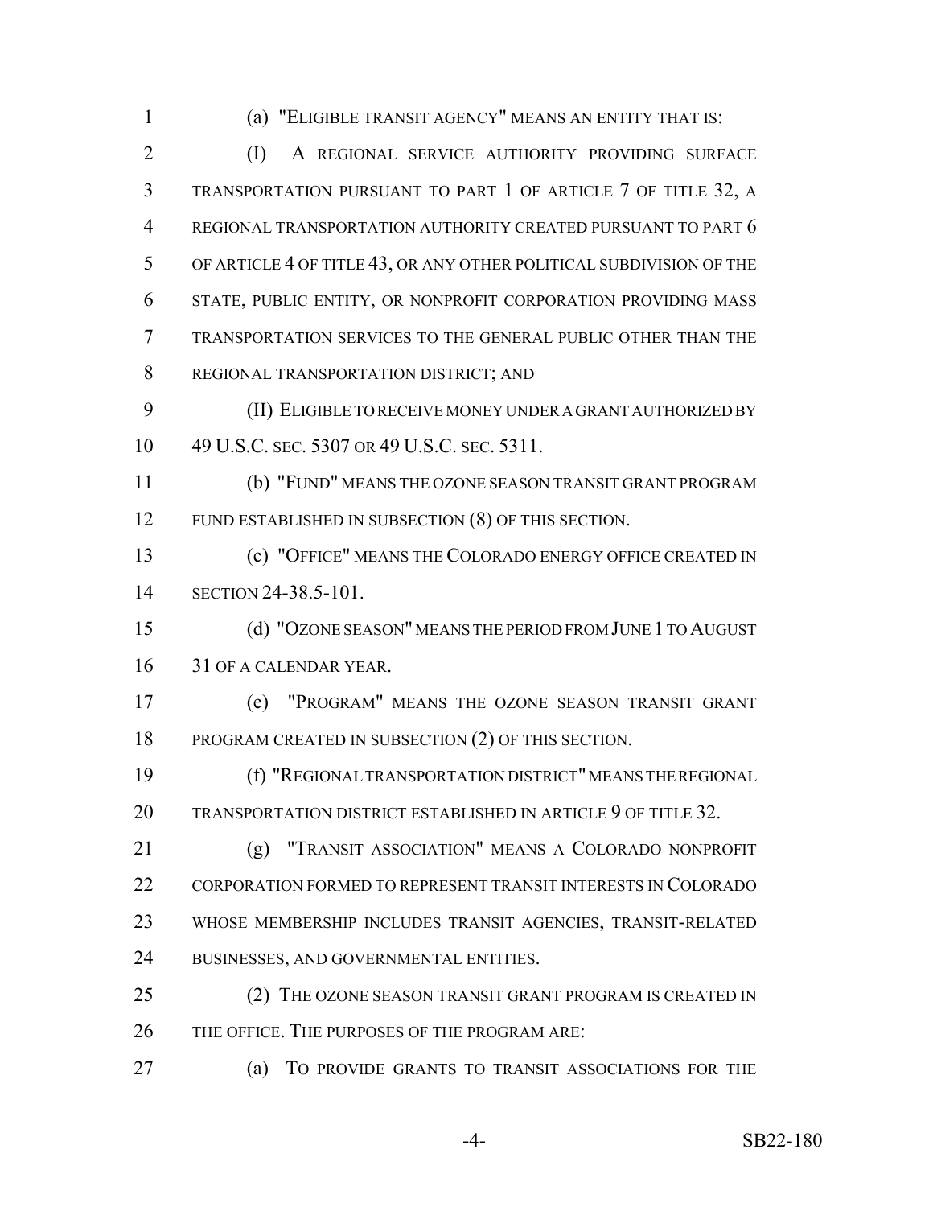(a) "ELIGIBLE TRANSIT AGENCY" MEANS AN ENTITY THAT IS:

(I) A REGIONAL SERVICE AUTHORITY PROVIDING SURFACE TRANSPORTATION PURSUANT TO PART 1 OF ARTICLE 7 OF TITLE 32, A REGIONAL TRANSPORTATION AUTHORITY CREATED PURSUANT TO PART 6 OF ARTICLE 4 OF TITLE 43, OR ANY OTHER POLITICAL SUBDIVISION OF THE STATE, PUBLIC ENTITY, OR NONPROFIT CORPORATION PROVIDING MASS TRANSPORTATION SERVICES TO THE GENERAL PUBLIC OTHER THAN THE REGIONAL TRANSPORTATION DISTRICT; AND

(II) ELIGIBLE TO RECEIVE MONEY UNDER A GRANT AUTHORIZED BY 49 U.S.C. SEC. 5307 OR 49 U.S.C. SEC. 5311.

(b) "FUND" MEANS THE OZONE SEASON TRANSIT GRANT PROGRAM FUND ESTABLISHED IN SUBSECTION (8) OF THIS SECTION.

(c) "OFFICE" MEANS THE COLORADO ENERGY OFFICE CREATED IN SECTION 24-38.5-101.

(d) "OZONE SEASON" MEANS THE PERIOD FROM JUNE 1 TO AUGUST 31 OF A CALENDAR YEAR.

(e) "PROGRAM" MEANS THE OZONE SEASON TRANSIT GRANT PROGRAM CREATED IN SUBSECTION (2) OF THIS SECTION.

(f) "REGIONAL TRANSPORTATION DISTRICT" MEANS THE REGIONAL TRANSPORTATION DISTRICT ESTABLISHED IN ARTICLE 9 OF TITLE 32.

(g) "TRANSIT ASSOCIATION" MEANS A COLORADO NONPROFIT CORPORATION FORMED TO REPRESENT TRANSIT INTERESTS IN COLORADO WHOSE MEMBERSHIP INCLUDES TRANSIT AGENCIES, TRANSIT-RELATED BUSINESSES, AND GOVERNMENTAL ENTITIES.

(2) THE OZONE SEASON TRANSIT GRANT PROGRAM IS CREATED IN THE OFFICE. THE PURPOSES OF THE PROGRAM ARE:

(a) TO PROVIDE GRANTS TO TRANSIT ASSOCIATIONS FOR THE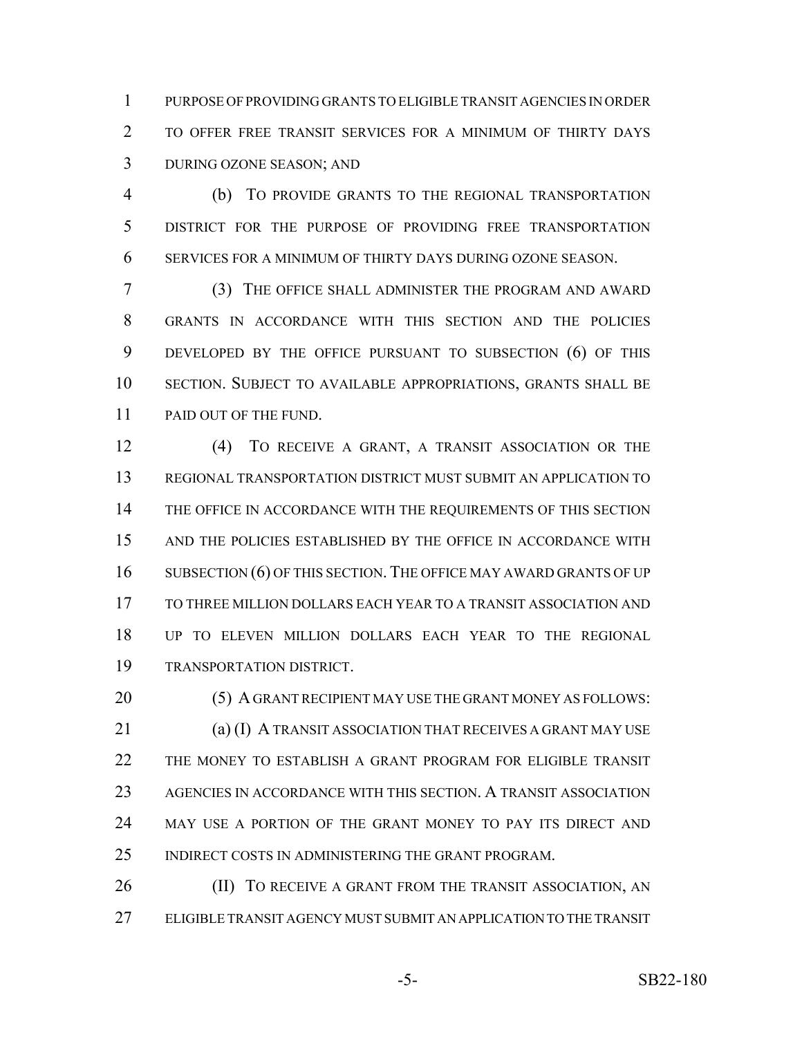PURPOSE OF PROVIDING GRANTS TO ELIGIBLE TRANSIT AGENCIES IN ORDER TO OFFER FREE TRANSIT SERVICES FOR A MINIMUM OF THIRTY DAYS DURING OZONE SEASON; AND

(b) TO PROVIDE GRANTS TO THE REGIONAL TRANSPORTATION DISTRICT FOR THE PURPOSE OF PROVIDING FREE TRANSPORTATION SERVICES FOR A MINIMUM OF THIRTY DAYS DURING OZONE SEASON.

(3) THE OFFICE SHALL ADMINISTER THE PROGRAM AND AWARD GRANTS IN ACCORDANCE WITH THIS SECTION AND THE POLICIES DEVELOPED BY THE OFFICE PURSUANT TO SUBSECTION (6) OF THIS SECTION. SUBJECT TO AVAILABLE APPROPRIATIONS, GRANTS SHALL BE PAID OUT OF THE FUND.

(4) TO RECEIVE A GRANT, A TRANSIT ASSOCIATION OR THE REGIONAL TRANSPORTATION DISTRICT MUST SUBMIT AN APPLICATION TO THE OFFICE IN ACCORDANCE WITH THE REQUIREMENTS OF THIS SECTION AND THE POLICIES ESTABLISHED BY THE OFFICE IN ACCORDANCE WITH SUBSECTION (6) OF THIS SECTION. THE OFFICE MAY AWARD GRANTS OF UP TO THREE MILLION DOLLARS EACH YEAR TO A TRANSIT ASSOCIATION AND UP TO ELEVEN MILLION DOLLARS EACH YEAR TO THE REGIONAL TRANSPORTATION DISTRICT.

(5) A GRANT RECIPIENT MAY USE THE GRANT MONEY AS FOLLOWS:

(a) (I) A TRANSIT ASSOCIATION THAT RECEIVES A GRANT MAY USE THE MONEY TO ESTABLISH A GRANT PROGRAM FOR ELIGIBLE TRANSIT AGENCIES IN ACCORDANCE WITH THIS SECTION. A TRANSIT ASSOCIATION MAY USE A PORTION OF THE GRANT MONEY TO PAY ITS DIRECT AND INDIRECT COSTS IN ADMINISTERING THE GRANT PROGRAM.

(II) TO RECEIVE A GRANT FROM THE TRANSIT ASSOCIATION, AN ELIGIBLE TRANSIT AGENCY MUST SUBMIT AN APPLICATION TO THE TRANSIT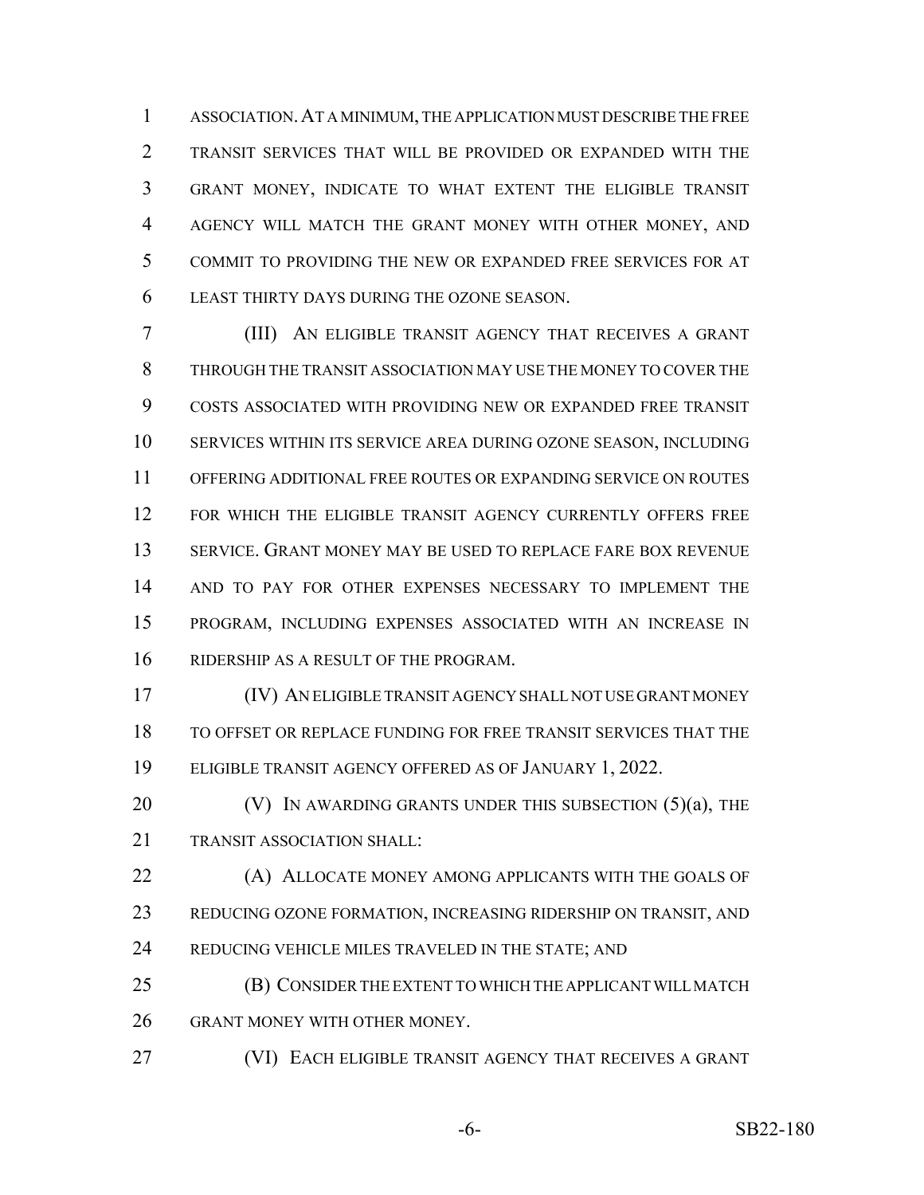ASSOCIATION. AT A MINIMUM, THE APPLICATION MUST DESCRIBE THE FREE TRANSIT SERVICES THAT WILL BE PROVIDED OR EXPANDED WITH THE GRANT MONEY, INDICATE TO WHAT EXTENT THE ELIGIBLE TRANSIT AGENCY WILL MATCH THE GRANT MONEY WITH OTHER MONEY, AND COMMIT TO PROVIDING THE NEW OR EXPANDED FREE SERVICES FOR AT LEAST THIRTY DAYS DURING THE OZONE SEASON.

(III) AN ELIGIBLE TRANSIT AGENCY THAT RECEIVES A GRANT THROUGH THE TRANSIT ASSOCIATION MAY USE THE MONEY TO COVER THE COSTS ASSOCIATED WITH PROVIDING NEW OR EXPANDED FREE TRANSIT SERVICES WITHIN ITS SERVICE AREA DURING OZONE SEASON, INCLUDING OFFERING ADDITIONAL FREE ROUTES OR EXPANDING SERVICE ON ROUTES FOR WHICH THE ELIGIBLE TRANSIT AGENCY CURRENTLY OFFERS FREE SERVICE. GRANT MONEY MAY BE USED TO REPLACE FARE BOX REVENUE AND TO PAY FOR OTHER EXPENSES NECESSARY TO IMPLEMENT THE PROGRAM, INCLUDING EXPENSES ASSOCIATED WITH AN INCREASE IN RIDERSHIP AS A RESULT OF THE PROGRAM.

(IV) AN ELIGIBLE TRANSIT AGENCY SHALL NOT USE GRANT MONEY TO OFFSET OR REPLACE FUNDING FOR FREE TRANSIT SERVICES THAT THE ELIGIBLE TRANSIT AGENCY OFFERED AS OF JANUARY 1, 2022.

(V) IN AWARDING GRANTS UNDER THIS SUBSECTION (5)(a), THE TRANSIT ASSOCIATION SHALL:

(A) ALLOCATE MONEY AMONG APPLICANTS WITH THE GOALS OF REDUCING OZONE FORMATION, INCREASING RIDERSHIP ON TRANSIT, AND REDUCING VEHICLE MILES TRAVELED IN THE STATE; AND

(B) CONSIDER THE EXTENT TO WHICH THE APPLICANT WILL MATCH GRANT MONEY WITH OTHER MONEY.

(VI) EACH ELIGIBLE TRANSIT AGENCY THAT RECEIVES A GRANT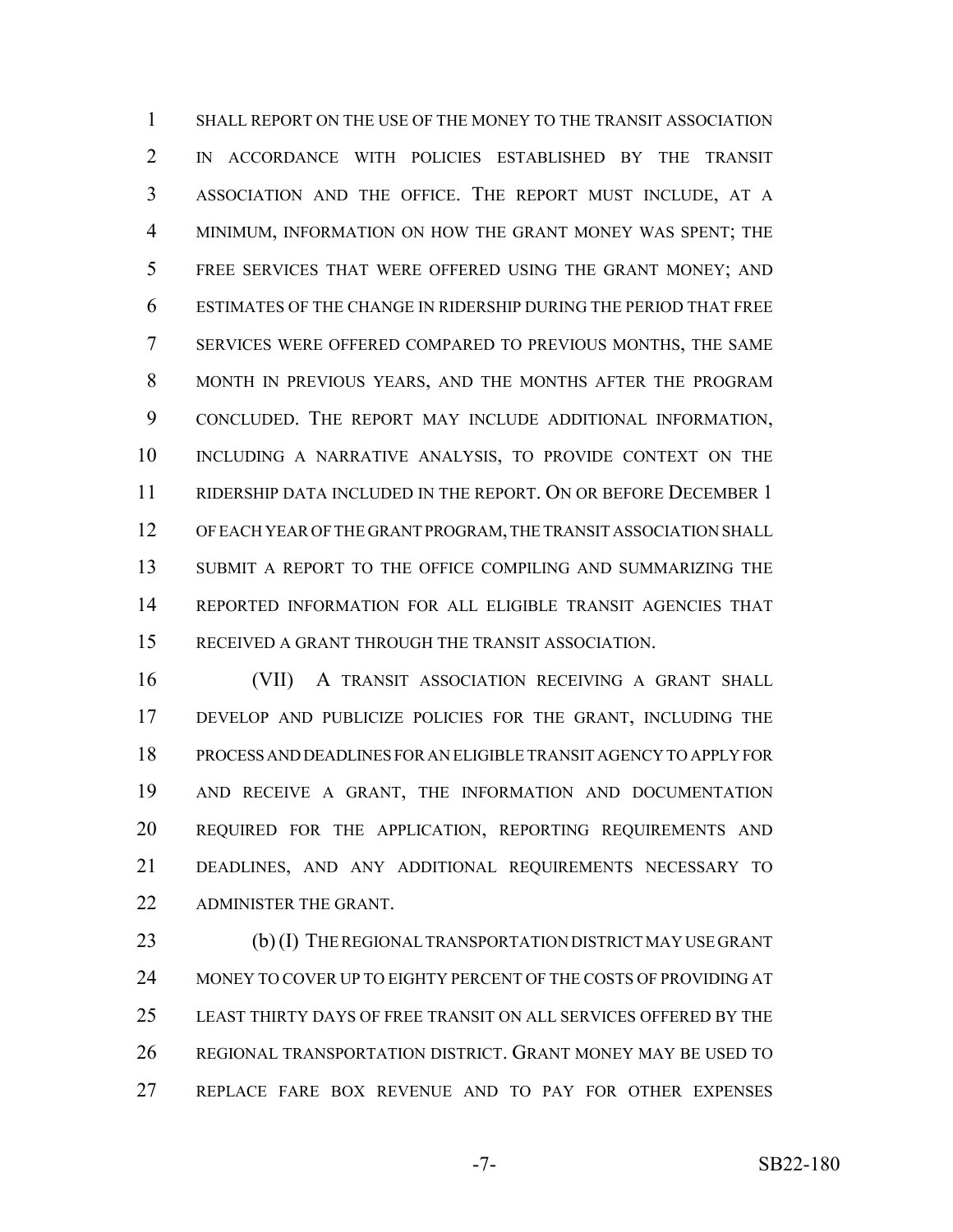SHALL REPORT ON THE USE OF THE MONEY TO THE TRANSIT ASSOCIATION IN ACCORDANCE WITH POLICIES ESTABLISHED BY THE TRANSIT ASSOCIATION AND THE OFFICE. THE REPORT MUST INCLUDE, AT A MINIMUM, INFORMATION ON HOW THE GRANT MONEY WAS SPENT; THE FREE SERVICES THAT WERE OFFERED USING THE GRANT MONEY; AND ESTIMATES OF THE CHANGE IN RIDERSHIP DURING THE PERIOD THAT FREE SERVICES WERE OFFERED COMPARED TO PREVIOUS MONTHS, THE SAME MONTH IN PREVIOUS YEARS, AND THE MONTHS AFTER THE PROGRAM CONCLUDED. THE REPORT MAY INCLUDE ADDITIONAL INFORMATION, INCLUDING A NARRATIVE ANALYSIS, TO PROVIDE CONTEXT ON THE RIDERSHIP DATA INCLUDED IN THE REPORT. ON OR BEFORE DECEMBER 1 OF EACH YEAR OF THE GRANT PROGRAM, THE TRANSIT ASSOCIATION SHALL SUBMIT A REPORT TO THE OFFICE COMPILING AND SUMMARIZING THE REPORTED INFORMATION FOR ALL ELIGIBLE TRANSIT AGENCIES THAT RECEIVED A GRANT THROUGH THE TRANSIT ASSOCIATION.

(VII) A TRANSIT ASSOCIATION RECEIVING A GRANT SHALL DEVELOP AND PUBLICIZE POLICIES FOR THE GRANT, INCLUDING THE PROCESS AND DEADLINES FOR AN ELIGIBLE TRANSIT AGENCY TO APPLY FOR AND RECEIVE A GRANT, THE INFORMATION AND DOCUMENTATION REQUIRED FOR THE APPLICATION, REPORTING REQUIREMENTS AND DEADLINES, AND ANY ADDITIONAL REQUIREMENTS NECESSARY TO ADMINISTER THE GRANT.

(b) (I) THE REGIONAL TRANSPORTATION DISTRICT MAY USE GRANT MONEY TO COVER UP TO EIGHTY PERCENT OF THE COSTS OF PROVIDING AT LEAST THIRTY DAYS OF FREE TRANSIT ON ALL SERVICES OFFERED BY THE REGIONAL TRANSPORTATION DISTRICT. GRANT MONEY MAY BE USED TO REPLACE FARE BOX REVENUE AND TO PAY FOR OTHER EXPENSES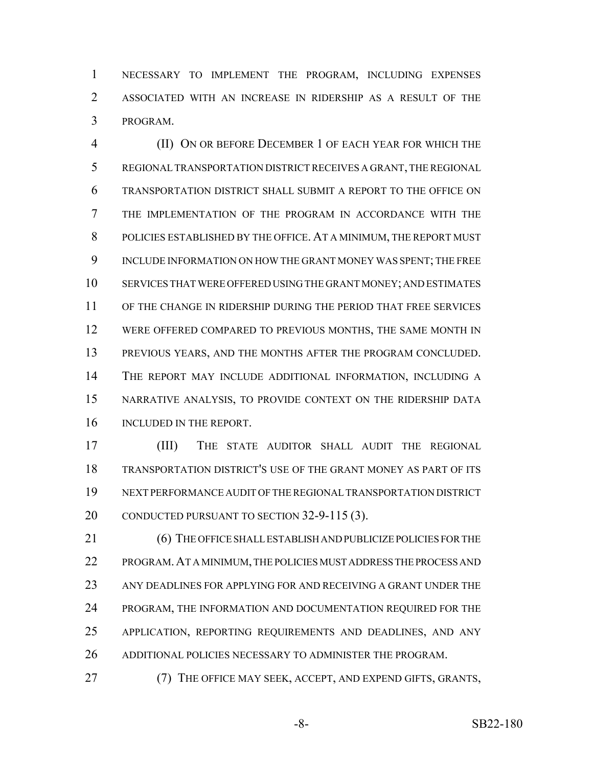NECESSARY TO IMPLEMENT THE PROGRAM, INCLUDING EXPENSES ASSOCIATED WITH AN INCREASE IN RIDERSHIP AS A RESULT OF THE PROGRAM.

(II) ON OR BEFORE DECEMBER 1 OF EACH YEAR FOR WHICH THE REGIONAL TRANSPORTATION DISTRICT RECEIVES A GRANT, THE REGIONAL TRANSPORTATION DISTRICT SHALL SUBMIT A REPORT TO THE OFFICE ON THE IMPLEMENTATION OF THE PROGRAM IN ACCORDANCE WITH THE POLICIES ESTABLISHED BY THE OFFICE. AT A MINIMUM, THE REPORT MUST INCLUDE INFORMATION ON HOW THE GRANT MONEY WAS SPENT; THE FREE SERVICES THAT WERE OFFERED USING THE GRANT MONEY; AND ESTIMATES OF THE CHANGE IN RIDERSHIP DURING THE PERIOD THAT FREE SERVICES WERE OFFERED COMPARED TO PREVIOUS MONTHS, THE SAME MONTH IN PREVIOUS YEARS, AND THE MONTHS AFTER THE PROGRAM CONCLUDED. THE REPORT MAY INCLUDE ADDITIONAL INFORMATION, INCLUDING A NARRATIVE ANALYSIS, TO PROVIDE CONTEXT ON THE RIDERSHIP DATA INCLUDED IN THE REPORT.

(III) THE STATE AUDITOR SHALL AUDIT THE REGIONAL TRANSPORTATION DISTRICT'S USE OF THE GRANT MONEY AS PART OF ITS NEXT PERFORMANCE AUDIT OF THE REGIONAL TRANSPORTATION DISTRICT CONDUCTED PURSUANT TO SECTION 32-9-115 (3).

(6) THE OFFICE SHALL ESTABLISH AND PUBLICIZE POLICIES FOR THE PROGRAM. AT A MINIMUM, THE POLICIES MUST ADDRESS THE PROCESS AND ANY DEADLINES FOR APPLYING FOR AND RECEIVING A GRANT UNDER THE PROGRAM, THE INFORMATION AND DOCUMENTATION REQUIRED FOR THE APPLICATION, REPORTING REQUIREMENTS AND DEADLINES, AND ANY ADDITIONAL POLICIES NECESSARY TO ADMINISTER THE PROGRAM.

(7) THE OFFICE MAY SEEK, ACCEPT, AND EXPEND GIFTS, GRANTS,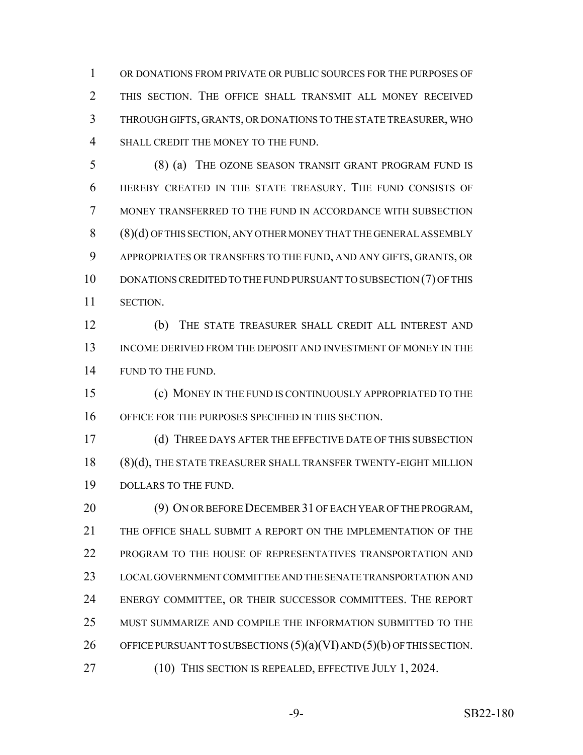OR DONATIONS FROM PRIVATE OR PUBLIC SOURCES FOR THE PURPOSES OF THIS SECTION. THE OFFICE SHALL TRANSMIT ALL MONEY RECEIVED THROUGH GIFTS, GRANTS, OR DONATIONS TO THE STATE TREASURER, WHO SHALL CREDIT THE MONEY TO THE FUND.

(8) (a) THE OZONE SEASON TRANSIT GRANT PROGRAM FUND IS HEREBY CREATED IN THE STATE TREASURY. THE FUND CONSISTS OF MONEY TRANSFERRED TO THE FUND IN ACCORDANCE WITH SUBSECTION (8)(d) OF THIS SECTION, ANY OTHER MONEY THAT THE GENERAL ASSEMBLY APPROPRIATES OR TRANSFERS TO THE FUND, AND ANY GIFTS, GRANTS, OR DONATIONS CREDITED TO THE FUND PURSUANT TO SUBSECTION (7) OF THIS SECTION.

(b) THE STATE TREASURER SHALL CREDIT ALL INTEREST AND INCOME DERIVED FROM THE DEPOSIT AND INVESTMENT OF MONEY IN THE FUND TO THE FUND.

(c) MONEY IN THE FUND IS CONTINUOUSLY APPROPRIATED TO THE OFFICE FOR THE PURPOSES SPECIFIED IN THIS SECTION.

(d) THREE DAYS AFTER THE EFFECTIVE DATE OF THIS SUBSECTION (8)(d), THE STATE TREASURER SHALL TRANSFER TWENTY-EIGHT MILLION DOLLARS TO THE FUND.

(9) ON OR BEFORE DECEMBER 31 OF EACH YEAR OF THE PROGRAM, THE OFFICE SHALL SUBMIT A REPORT ON THE IMPLEMENTATION OF THE PROGRAM TO THE HOUSE OF REPRESENTATIVES TRANSPORTATION AND LOCAL GOVERNMENT COMMITTEE AND THE SENATE TRANSPORTATION AND ENERGY COMMITTEE, OR THEIR SUCCESSOR COMMITTEES. THE REPORT MUST SUMMARIZE AND COMPILE THE INFORMATION SUBMITTED TO THE OFFICE PURSUANT TO SUBSECTIONS (5)(a)(VI) AND (5)(b) OF THIS SECTION.

(10) THIS SECTION IS REPEALED, EFFECTIVE JULY 1, 2024.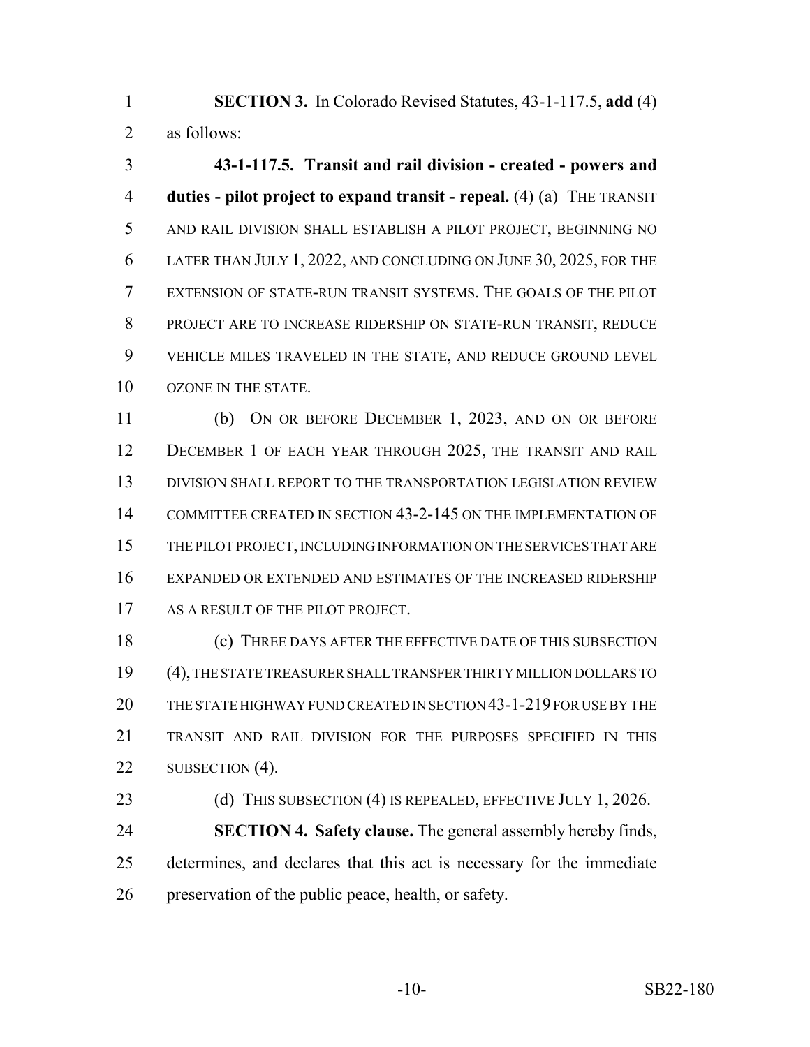**SECTION 3.** In Colorado Revised Statutes, 43-1-117.5, **add** (4) as follows:

**43-1-117.5. Transit and rail division - created - powers and duties - pilot project to expand transit - repeal.** (4) (a) THE TRANSIT AND RAIL DIVISION SHALL ESTABLISH A PILOT PROJECT, BEGINNING NO LATER THAN JULY 1, 2022, AND CONCLUDING ON JUNE 30, 2025, FOR THE EXTENSION OF STATE-RUN TRANSIT SYSTEMS. THE GOALS OF THE PILOT PROJECT ARE TO INCREASE RIDERSHIP ON STATE-RUN TRANSIT, REDUCE VEHICLE MILES TRAVELED IN THE STATE, AND REDUCE GROUND LEVEL OZONE IN THE STATE.

(b) ON OR BEFORE DECEMBER 1, 2023, AND ON OR BEFORE DECEMBER 1 OF EACH YEAR THROUGH 2025, THE TRANSIT AND RAIL DIVISION SHALL REPORT TO THE TRANSPORTATION LEGISLATION REVIEW COMMITTEE CREATED IN SECTION 43-2-145 ON THE IMPLEMENTATION OF THE PILOT PROJECT, INCLUDING INFORMATION ON THE SERVICES THAT ARE EXPANDED OR EXTENDED AND ESTIMATES OF THE INCREASED RIDERSHIP AS A RESULT OF THE PILOT PROJECT.

(c) THREE DAYS AFTER THE EFFECTIVE DATE OF THIS SUBSECTION (4), THE STATE TREASURER SHALL TRANSFER THIRTY MILLION DOLLARS TO THE STATE HIGHWAY FUND CREATED IN SECTION 43-1-219 FOR USE BY THE TRANSIT AND RAIL DIVISION FOR THE PURPOSES SPECIFIED IN THIS SUBSECTION (4).

(d) THIS SUBSECTION (4) IS REPEALED, EFFECTIVE JULY 1, 2026.

**SECTION 4. Safety clause.** The general assembly hereby finds, determines, and declares that this act is necessary for the immediate preservation of the public peace, health, or safety.